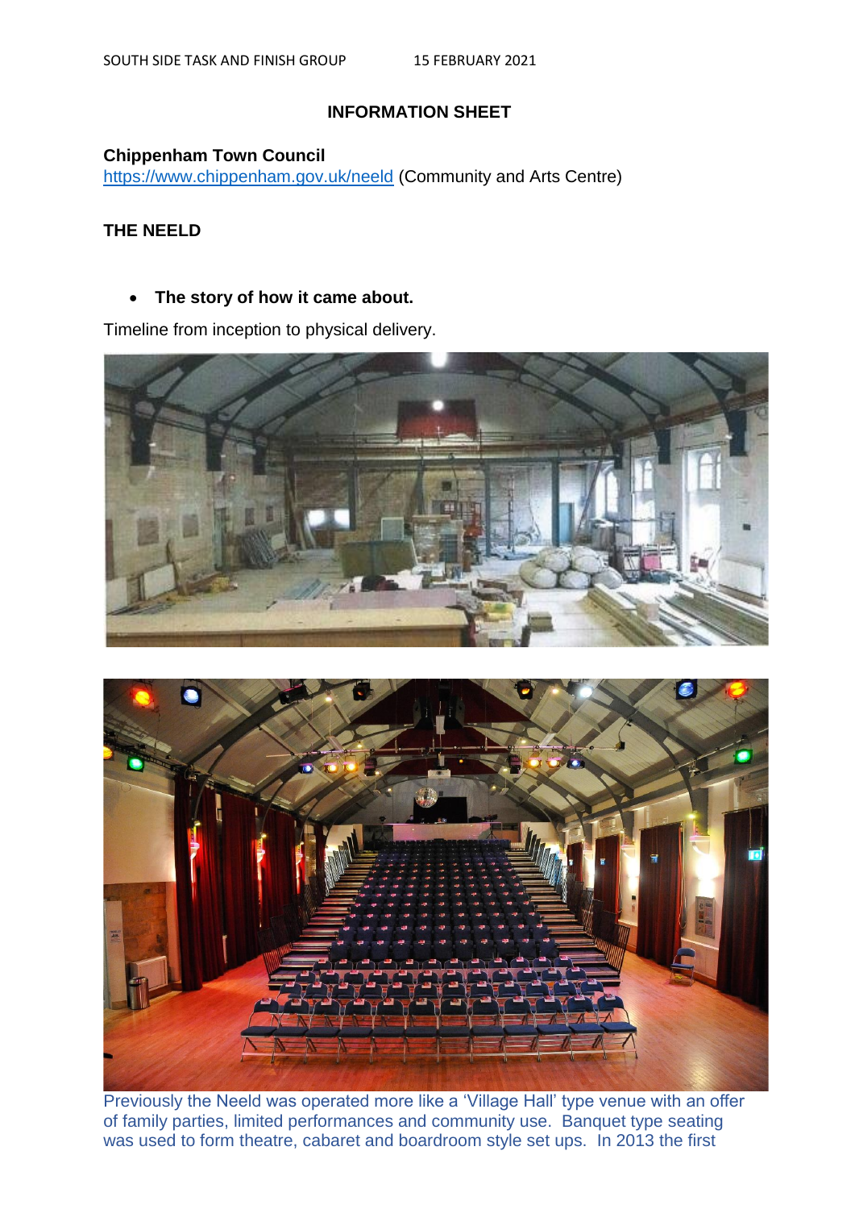SOUTH SIDE TASK AND FINISH GROUP 15 FEBRUARY 2021

## INFORMATION SHEET

**Chippenham Town Council**
https://www.chippenham.gov.uk/neeld (Community and Arts Centre)

## THE NEELD

- **The story of how it came about.**

Timeline from inception to physical delivery.

Previously the Neeld was operated more like a 'Village Hall' type venue with an offer of family parties, limited performances and community use. Banquet type seating was used to form theatre, cabaret and boardroom style set ups. In 2013 the first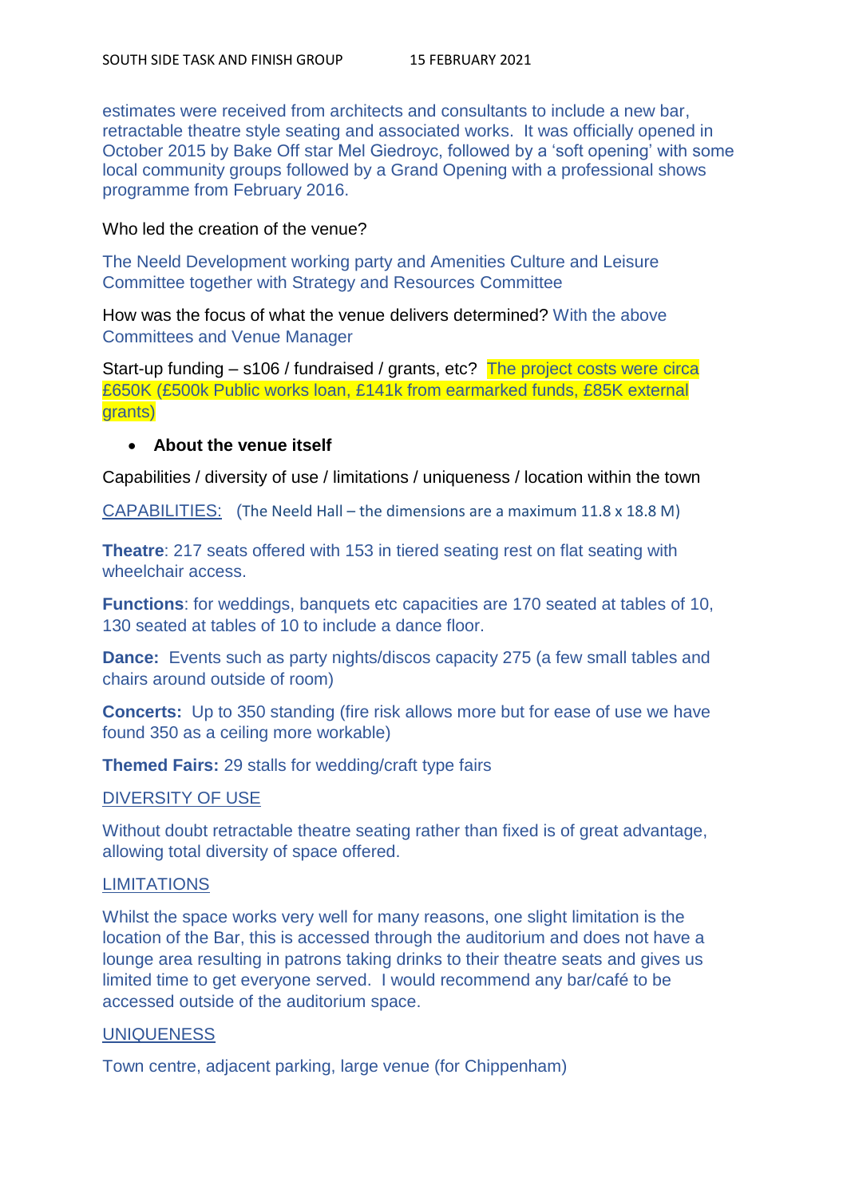estimates were received from architects and consultants to include a new bar, retractable theatre style seating and associated works. It was officially opened in October 2015 by Bake Off star Mel Giedroyc, followed by a 'soft opening' with some local community groups followed by a Grand Opening with a professional shows programme from February 2016.

Who led the creation of the venue?

The Neeld Development working party and Amenities Culture and Leisure Committee together with Strategy and Resources Committee

How was the focus of what the venue delivers determined? With the above Committees and Venue Manager

Start-up funding – s106 / fundraised / grants, etc? The project costs were circa £650K (£500k Public works loan, £141k from earmarked funds, £85K external grants)

- **About the venue itself**

Capabilities / diversity of use / limitations / uniqueness / location within the town

CAPABILITIES: (The Neeld Hall – the dimensions are a maximum 11.8 x 18.8 M)

**Theatre**: 217 seats offered with 153 in tiered seating rest on flat seating with wheelchair access.

**Functions**: for weddings, banquets etc capacities are 170 seated at tables of 10, 130 seated at tables of 10 to include a dance floor.

**Dance:** Events such as party nights/discos capacity 275 (a few small tables and chairs around outside of room)

**Concerts:** Up to 350 standing (fire risk allows more but for ease of use we have found 350 as a ceiling more workable)

**Themed Fairs:** 29 stalls for wedding/craft type fairs

DIVERSITY OF USE

Without doubt retractable theatre seating rather than fixed is of great advantage, allowing total diversity of space offered.

LIMITATIONS

Whilst the space works very well for many reasons, one slight limitation is the location of the Bar, this is accessed through the auditorium and does not have a lounge area resulting in patrons taking drinks to their theatre seats and gives us limited time to get everyone served. I would recommend any bar/café to be accessed outside of the auditorium space.

UNIQUENESS

Town centre, adjacent parking, large venue (for Chippenham)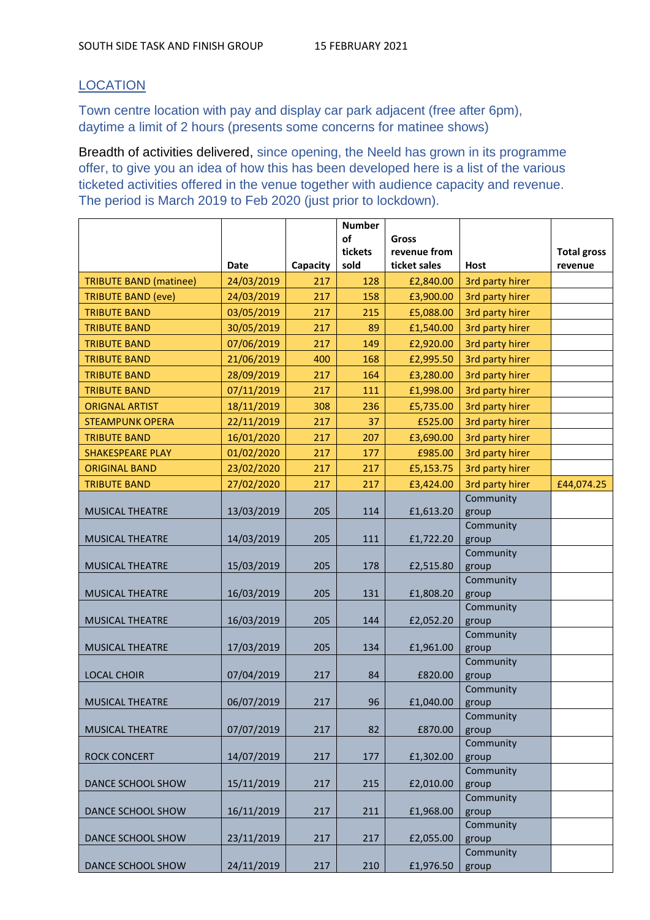## LOCATION

Town centre location with pay and display car park adjacent (free after 6pm), daytime a limit of 2 hours (presents some concerns for matinee shows)

Breadth of activities delivered, since opening, the Neeld has grown in its programme offer, to give you an idea of how this has been developed here is a list of the various ticketed activities offered in the venue together with audience capacity and revenue. The period is March 2019 to Feb 2020 (just prior to lockdown).

| | Date | Capacity | Number of tickets sold | Gross revenue from ticket sales | Host | Total gross revenue |
|---|---|---|---|---|---|---|
| TRIBUTE BAND (matinee) | 24/03/2019 | 217 | 128 | £2,840.00 | 3rd party hirer | |
| TRIBUTE BAND (eve) | 24/03/2019 | 217 | 158 | £3,900.00 | 3rd party hirer | |
| TRIBUTE BAND | 03/05/2019 | 217 | 215 | £5,088.00 | 3rd party hirer | |
| TRIBUTE BAND | 30/05/2019 | 217 | 89 | £1,540.00 | 3rd party hirer | |
| TRIBUTE BAND | 07/06/2019 | 217 | 149 | £2,920.00 | 3rd party hirer | |
| TRIBUTE BAND | 21/06/2019 | 400 | 168 | £2,995.50 | 3rd party hirer | |
| TRIBUTE BAND | 28/09/2019 | 217 | 164 | £3,280.00 | 3rd party hirer | |
| TRIBUTE BAND | 07/11/2019 | 217 | 111 | £1,998.00 | 3rd party hirer | |
| ORIGNAL ARTIST | 18/11/2019 | 308 | 236 | £5,735.00 | 3rd party hirer | |
| STEAMPUNK OPERA | 22/11/2019 | 217 | 37 | £525.00 | 3rd party hirer | |
| TRIBUTE BAND | 16/01/2020 | 217 | 207 | £3,690.00 | 3rd party hirer | |
| SHAKESPEARE PLAY | 01/02/2020 | 217 | 177 | £985.00 | 3rd party hirer | |
| ORIGINAL BAND | 23/02/2020 | 217 | 217 | £5,153.75 | 3rd party hirer | |
| TRIBUTE BAND | 27/02/2020 | 217 | 217 | £3,424.00 | 3rd party hirer | £44,074.25 |
| MUSICAL THEATRE | 13/03/2019 | 205 | 114 | £1,613.20 | Community group | |
| MUSICAL THEATRE | 14/03/2019 | 205 | 111 | £1,722.20 | Community group | |
| MUSICAL THEATRE | 15/03/2019 | 205 | 178 | £2,515.80 | Community group | |
| MUSICAL THEATRE | 16/03/2019 | 205 | 131 | £1,808.20 | Community group | |
| MUSICAL THEATRE | 16/03/2019 | 205 | 144 | £2,052.20 | Community group | |
| MUSICAL THEATRE | 17/03/2019 | 205 | 134 | £1,961.00 | Community group | |
| LOCAL CHOIR | 07/04/2019 | 217 | 84 | £820.00 | Community group | |
| MUSICAL THEATRE | 06/07/2019 | 217 | 96 | £1,040.00 | Community group | |
| MUSICAL THEATRE | 07/07/2019 | 217 | 82 | £870.00 | Community group | |
| ROCK CONCERT | 14/07/2019 | 217 | 177 | £1,302.00 | Community group | |
| DANCE SCHOOL SHOW | 15/11/2019 | 217 | 215 | £2,010.00 | Community group | |
| DANCE SCHOOL SHOW | 16/11/2019 | 217 | 211 | £1,968.00 | Community group | |
| DANCE SCHOOL SHOW | 23/11/2019 | 217 | 217 | £2,055.00 | Community group | |
| DANCE SCHOOL SHOW | 24/11/2019 | 217 | 210 | £1,976.50 | Community group | |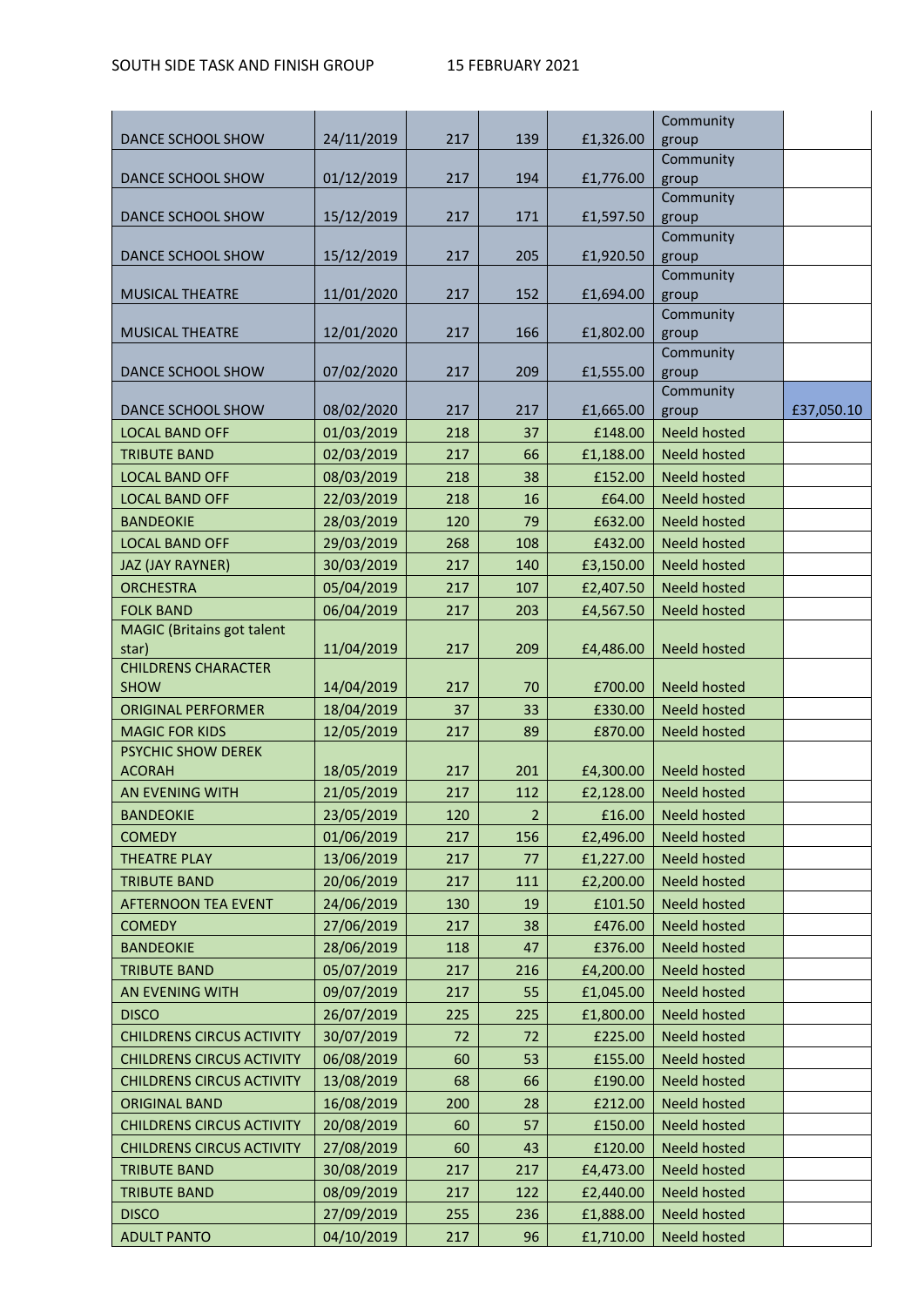| | | | | | | |
|---|---|---|---|---|---|---|
| DANCE SCHOOL SHOW | 24/11/2019 | 217 | 139 | £1,326.00 | Community group | |
| DANCE SCHOOL SHOW | 01/12/2019 | 217 | 194 | £1,776.00 | Community group | |
| DANCE SCHOOL SHOW | 15/12/2019 | 217 | 171 | £1,597.50 | Community group | |
| DANCE SCHOOL SHOW | 15/12/2019 | 217 | 205 | £1,920.50 | Community group | |
| MUSICAL THEATRE | 11/01/2020 | 217 | 152 | £1,694.00 | Community group | |
| MUSICAL THEATRE | 12/01/2020 | 217 | 166 | £1,802.00 | Community group | |
| DANCE SCHOOL SHOW | 07/02/2020 | 217 | 209 | £1,555.00 | Community group | |
| DANCE SCHOOL SHOW | 08/02/2020 | 217 | 217 | £1,665.00 | Community group | £37,050.10 |
| LOCAL BAND OFF | 01/03/2019 | 218 | 37 | £148.00 | Neeld hosted | |
| TRIBUTE BAND | 02/03/2019 | 217 | 66 | £1,188.00 | Neeld hosted | |
| LOCAL BAND OFF | 08/03/2019 | 218 | 38 | £152.00 | Neeld hosted | |
| LOCAL BAND OFF | 22/03/2019 | 218 | 16 | £64.00 | Neeld hosted | |
| BANDEOKIE | 28/03/2019 | 120 | 79 | £632.00 | Neeld hosted | |
| LOCAL BAND OFF | 29/03/2019 | 268 | 108 | £432.00 | Neeld hosted | |
| JAZ (JAY RAYNER) | 30/03/2019 | 217 | 140 | £3,150.00 | Neeld hosted | |
| ORCHESTRA | 05/04/2019 | 217 | 107 | £2,407.50 | Neeld hosted | |
| FOLK BAND | 06/04/2019 | 217 | 203 | £4,567.50 | Neeld hosted | |
| MAGIC (Britains got talent star) | 11/04/2019 | 217 | 209 | £4,486.00 | Neeld hosted | |
| CHILDRENS CHARACTER SHOW | 14/04/2019 | 217 | 70 | £700.00 | Neeld hosted | |
| ORIGINAL PERFORMER | 18/04/2019 | 37 | 33 | £330.00 | Neeld hosted | |
| MAGIC FOR KIDS | 12/05/2019 | 217 | 89 | £870.00 | Neeld hosted | |
| PSYCHIC SHOW DEREK ACORAH | 18/05/2019 | 217 | 201 | £4,300.00 | Neeld hosted | |
| AN EVENING WITH | 21/05/2019 | 217 | 112 | £2,128.00 | Neeld hosted | |
| BANDEOKIE | 23/05/2019 | 120 | 2 | £16.00 | Neeld hosted | |
| COMEDY | 01/06/2019 | 217 | 156 | £2,496.00 | Neeld hosted | |
| THEATRE PLAY | 13/06/2019 | 217 | 77 | £1,227.00 | Neeld hosted | |
| TRIBUTE BAND | 20/06/2019 | 217 | 111 | £2,200.00 | Neeld hosted | |
| AFTERNOON TEA EVENT | 24/06/2019 | 130 | 19 | £101.50 | Neeld hosted | |
| COMEDY | 27/06/2019 | 217 | 38 | £476.00 | Neeld hosted | |
| BANDEOKIE | 28/06/2019 | 118 | 47 | £376.00 | Neeld hosted | |
| TRIBUTE BAND | 05/07/2019 | 217 | 216 | £4,200.00 | Neeld hosted | |
| AN EVENING WITH | 09/07/2019 | 217 | 55 | £1,045.00 | Neeld hosted | |
| DISCO | 26/07/2019 | 225 | 225 | £1,800.00 | Neeld hosted | |
| CHILDRENS CIRCUS ACTIVITY | 30/07/2019 | 72 | 72 | £225.00 | Neeld hosted | |
| CHILDRENS CIRCUS ACTIVITY | 06/08/2019 | 60 | 53 | £155.00 | Neeld hosted | |
| CHILDRENS CIRCUS ACTIVITY | 13/08/2019 | 68 | 66 | £190.00 | Neeld hosted | |
| ORIGINAL BAND | 16/08/2019 | 200 | 28 | £212.00 | Neeld hosted | |
| CHILDRENS CIRCUS ACTIVITY | 20/08/2019 | 60 | 57 | £150.00 | Neeld hosted | |
| CHILDRENS CIRCUS ACTIVITY | 27/08/2019 | 60 | 43 | £120.00 | Neeld hosted | |
| TRIBUTE BAND | 30/08/2019 | 217 | 217 | £4,473.00 | Neeld hosted | |
| TRIBUTE BAND | 08/09/2019 | 217 | 122 | £2,440.00 | Neeld hosted | |
| DISCO | 27/09/2019 | 255 | 236 | £1,888.00 | Neeld hosted | |
| ADULT PANTO | 04/10/2019 | 217 | 96 | £1,710.00 | Neeld hosted | |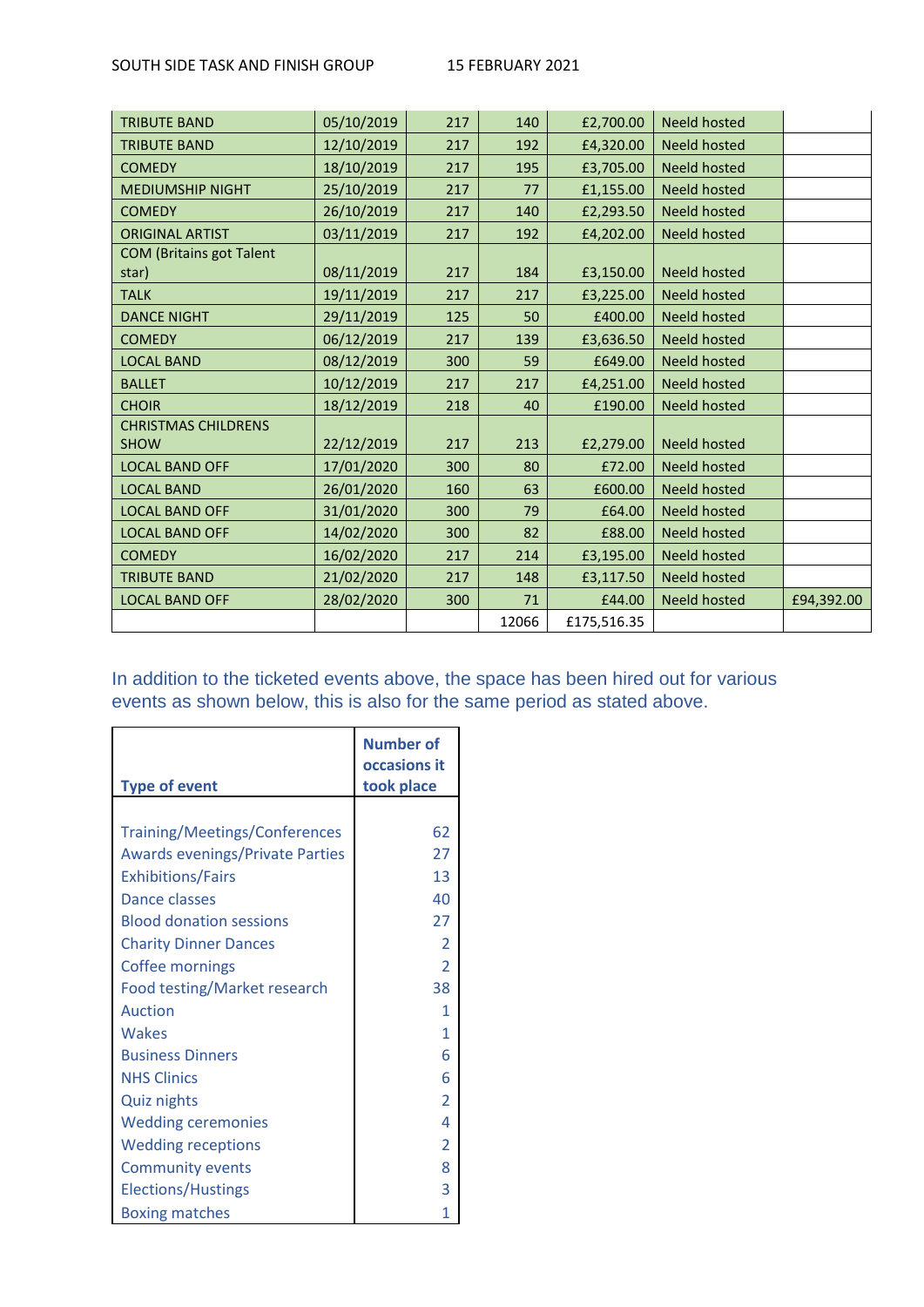| TRIBUTE BAND | 05/10/2019 | 217 | 140 | £2,700.00 | Neeld hosted | |
|---|---|---|---|---|---|---|
| TRIBUTE BAND | 12/10/2019 | 217 | 192 | £4,320.00 | Neeld hosted | |
| COMEDY | 18/10/2019 | 217 | 195 | £3,705.00 | Neeld hosted | |
| MEDIUMSHIP NIGHT | 25/10/2019 | 217 | 77 | £1,155.00 | Neeld hosted | |
| COMEDY | 26/10/2019 | 217 | 140 | £2,293.50 | Neeld hosted | |
| ORIGINAL ARTIST | 03/11/2019 | 217 | 192 | £4,202.00 | Neeld hosted | |
| COM (Britains got Talent star) | 08/11/2019 | 217 | 184 | £3,150.00 | Neeld hosted | |
| TALK | 19/11/2019 | 217 | 217 | £3,225.00 | Neeld hosted | |
| DANCE NIGHT | 29/11/2019 | 125 | 50 | £400.00 | Neeld hosted | |
| COMEDY | 06/12/2019 | 217 | 139 | £3,636.50 | Neeld hosted | |
| LOCAL BAND | 08/12/2019 | 300 | 59 | £649.00 | Neeld hosted | |
| BALLET | 10/12/2019 | 217 | 217 | £4,251.00 | Neeld hosted | |
| CHOIR | 18/12/2019 | 218 | 40 | £190.00 | Neeld hosted | |
| CHRISTMAS CHILDRENS SHOW | 22/12/2019 | 217 | 213 | £2,279.00 | Neeld hosted | |
| LOCAL BAND OFF | 17/01/2020 | 300 | 80 | £72.00 | Neeld hosted | |
| LOCAL BAND | 26/01/2020 | 160 | 63 | £600.00 | Neeld hosted | |
| LOCAL BAND OFF | 31/01/2020 | 300 | 79 | £64.00 | Neeld hosted | |
| LOCAL BAND OFF | 14/02/2020 | 300 | 82 | £88.00 | Neeld hosted | |
| COMEDY | 16/02/2020 | 217 | 214 | £3,195.00 | Neeld hosted | |
| TRIBUTE BAND | 21/02/2020 | 217 | 148 | £3,117.50 | Neeld hosted | |
| LOCAL BAND OFF | 28/02/2020 | 300 | 71 | £44.00 | Neeld hosted | £94,392.00 |
| | | | 12066 | £175,516.35 | | |

In addition to the ticketed events above, the space has been hired out for various events as shown below, this is also for the same period as stated above.

| Type of event | Number of occasions it took place |
|---|---|
| Training/Meetings/Conferences | 62 |
| Awards evenings/Private Parties | 27 |
| Exhibitions/Fairs | 13 |
| Dance classes | 40 |
| Blood donation sessions | 27 |
| Charity Dinner Dances | 2 |
| Coffee mornings | 2 |
| Food testing/Market research | 38 |
| Auction | 1 |
| Wakes | 1 |
| Business Dinners | 6 |
| NHS Clinics | 6 |
| Quiz nights | 2 |
| Wedding ceremonies | 4 |
| Wedding receptions | 2 |
| Community events | 8 |
| Elections/Hustings | 3 |
| Boxing matches | 1 |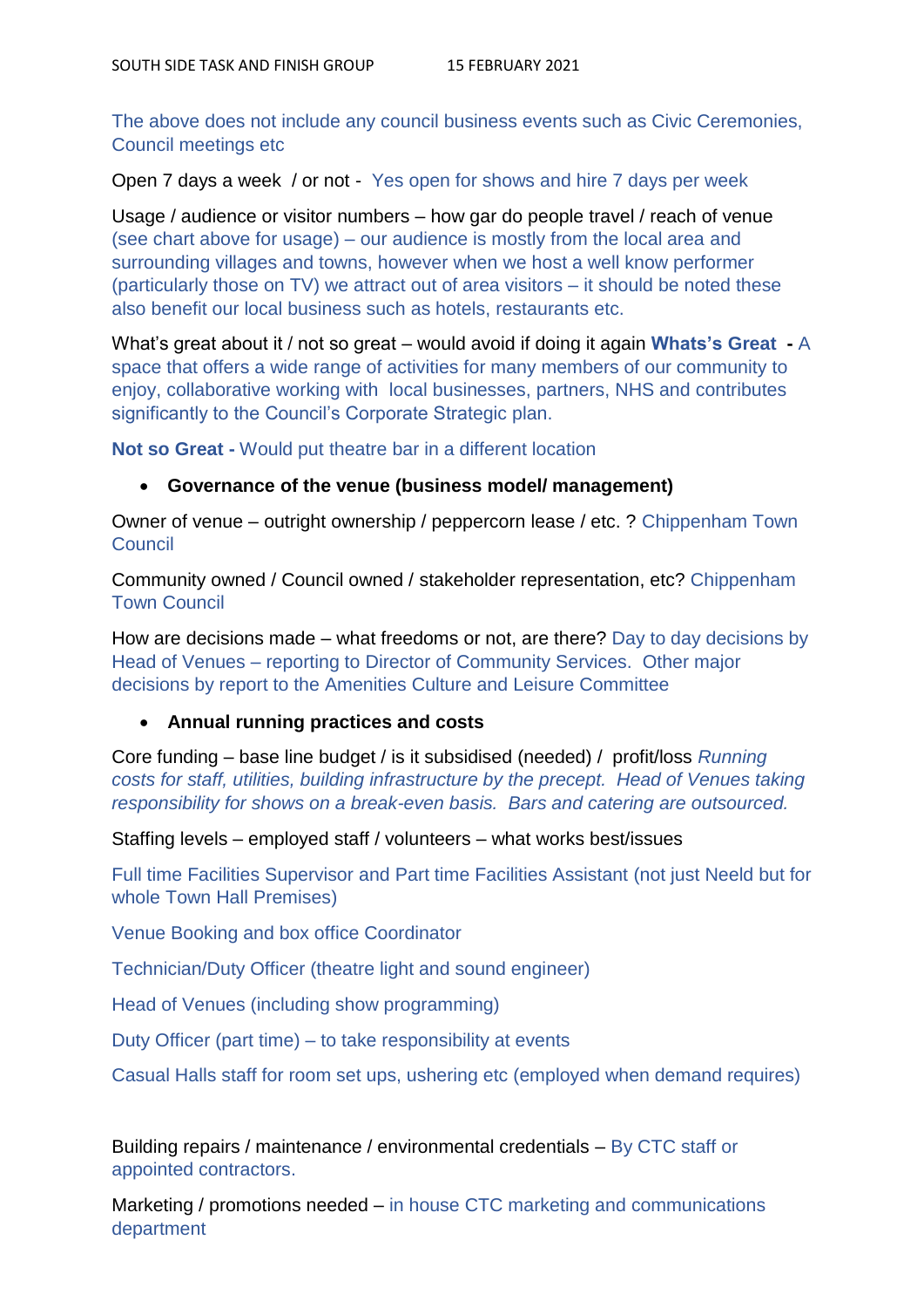The above does not include any council business events such as Civic Ceremonies, Council meetings etc

Open 7 days a week / or not - Yes open for shows and hire 7 days per week

Usage / audience or visitor numbers – how gar do people travel / reach of venue (see chart above for usage) – our audience is mostly from the local area and surrounding villages and towns, however when we host a well know performer (particularly those on TV) we attract out of area visitors – it should be noted these also benefit our local business such as hotels, restaurants etc.

What's great about it / not so great – would avoid if doing it again **Whats's Great -** A space that offers a wide range of activities for many members of our community to enjoy, collaborative working with local businesses, partners, NHS and contributes significantly to the Council's Corporate Strategic plan.

**Not so Great -** Would put theatre bar in a different location

- **Governance of the venue (business model/ management)**

Owner of venue – outright ownership / peppercorn lease / etc. ? Chippenham Town Council

Community owned / Council owned / stakeholder representation, etc? Chippenham Town Council

How are decisions made – what freedoms or not, are there? Day to day decisions by Head of Venues – reporting to Director of Community Services. Other major decisions by report to the Amenities Culture and Leisure Committee

- **Annual running practices and costs**

Core funding – base line budget / is it subsidised (needed) / profit/loss *Running costs for staff, utilities, building infrastructure by the precept. Head of Venues taking responsibility for shows on a break-even basis. Bars and catering are outsourced.*

Staffing levels – employed staff / volunteers – what works best/issues

Full time Facilities Supervisor and Part time Facilities Assistant (not just Neeld but for whole Town Hall Premises)

Venue Booking and box office Coordinator

Technician/Duty Officer (theatre light and sound engineer)

Head of Venues (including show programming)

Duty Officer (part time) – to take responsibility at events

Casual Halls staff for room set ups, ushering etc (employed when demand requires)

Building repairs / maintenance / environmental credentials – By CTC staff or appointed contractors.

Marketing / promotions needed – in house CTC marketing and communications department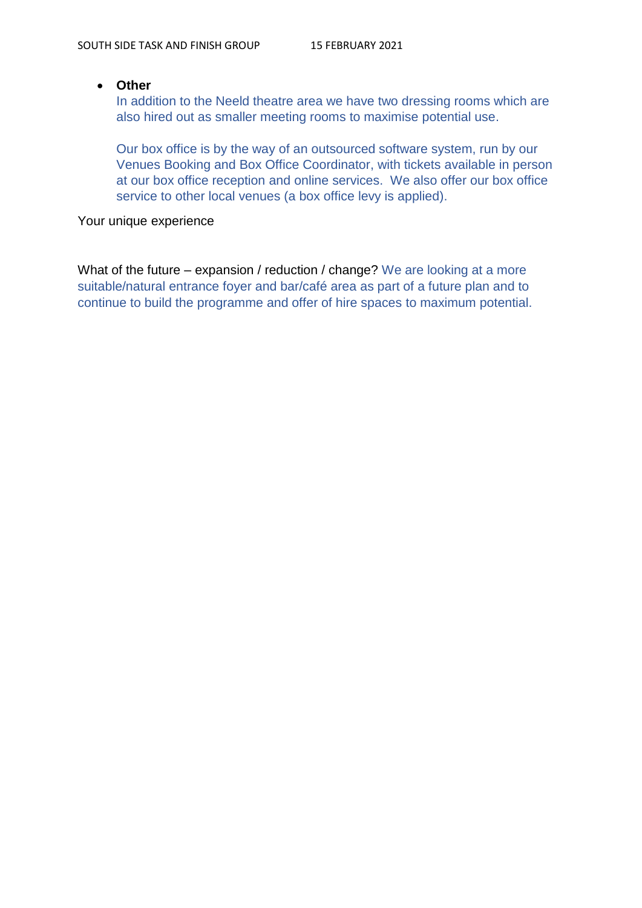- **Other**

  In addition to the Neeld theatre area we have two dressing rooms which are also hired out as smaller meeting rooms to maximise potential use.

  Our box office is by the way of an outsourced software system, run by our Venues Booking and Box Office Coordinator, with tickets available in person at our box office reception and online services.  We also offer our box office service to other local venues (a box office levy is applied).

Your unique experience

What of the future – expansion / reduction / change? We are looking at a more suitable/natural entrance foyer and bar/café area as part of a future plan and to continue to build the programme and offer of hire spaces to maximum potential.